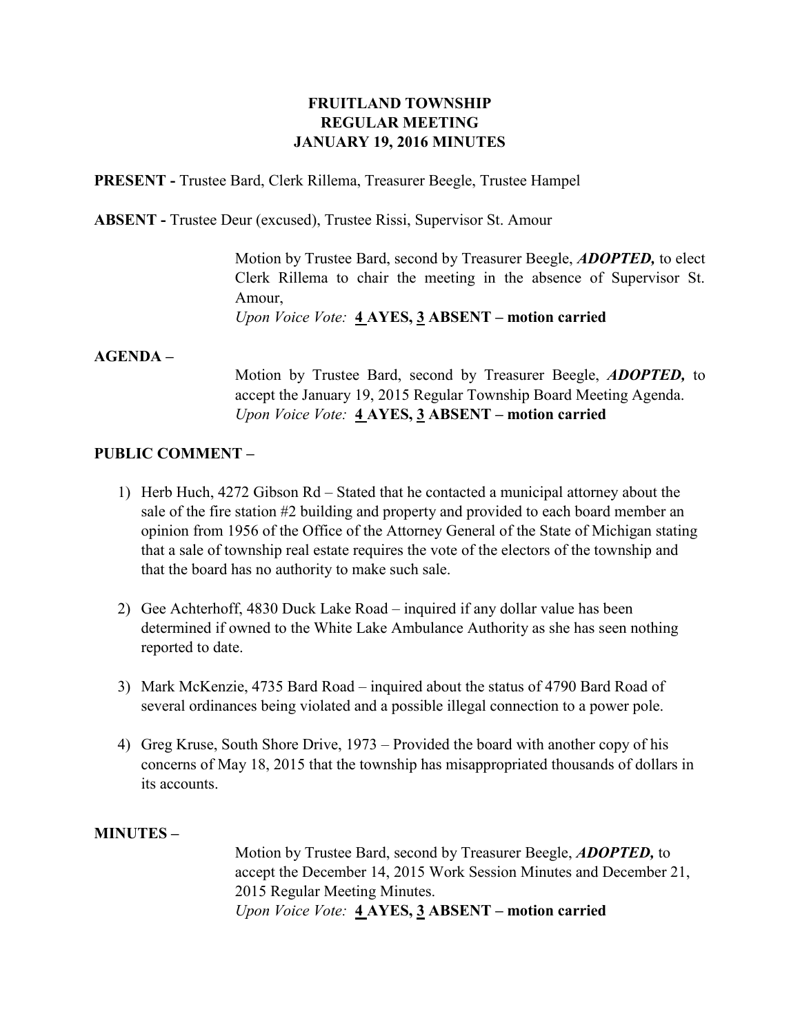**FRUITLAND TOWNSHIP**
**REGULAR MEETING**
**JANUARY 19, 2016 MINUTES**

**PRESENT -** Trustee Bard, Clerk Rillema, Treasurer Beegle, Trustee Hampel

**ABSENT -** Trustee Deur (excused), Trustee Rissi, Supervisor St. Amour

Motion by Trustee Bard, second by Treasurer Beegle, ***ADOPTED,*** to elect Clerk Rillema to chair the meeting in the absence of Supervisor St. Amour,
*Upon Voice Vote:* **4 AYES, 3 ABSENT – motion carried**

**AGENDA –**

Motion by Trustee Bard, second by Treasurer Beegle, ***ADOPTED,*** to accept the January 19, 2015 Regular Township Board Meeting Agenda.
*Upon Voice Vote:* **4 AYES, 3 ABSENT – motion carried**

**PUBLIC COMMENT –**

1) Herb Huch, 4272 Gibson Rd – Stated that he contacted a municipal attorney about the sale of the fire station #2 building and property and provided to each board member an opinion from 1956 of the Office of the Attorney General of the State of Michigan stating that a sale of township real estate requires the vote of the electors of the township and that the board has no authority to make such sale.

2) Gee Achterhoff, 4830 Duck Lake Road – inquired if any dollar value has been determined if owned to the White Lake Ambulance Authority as she has seen nothing reported to date.

3) Mark McKenzie, 4735 Bard Road – inquired about the status of 4790 Bard Road of several ordinances being violated and a possible illegal connection to a power pole.

4) Greg Kruse, South Shore Drive, 1973 – Provided the board with another copy of his concerns of May 18, 2015 that the township has misappropriated thousands of dollars in its accounts.

**MINUTES –**

Motion by Trustee Bard, second by Treasurer Beegle, ***ADOPTED,*** to accept the December 14, 2015 Work Session Minutes and December 21, 2015 Regular Meeting Minutes.
*Upon Voice Vote:* **4 AYES, 3 ABSENT – motion carried**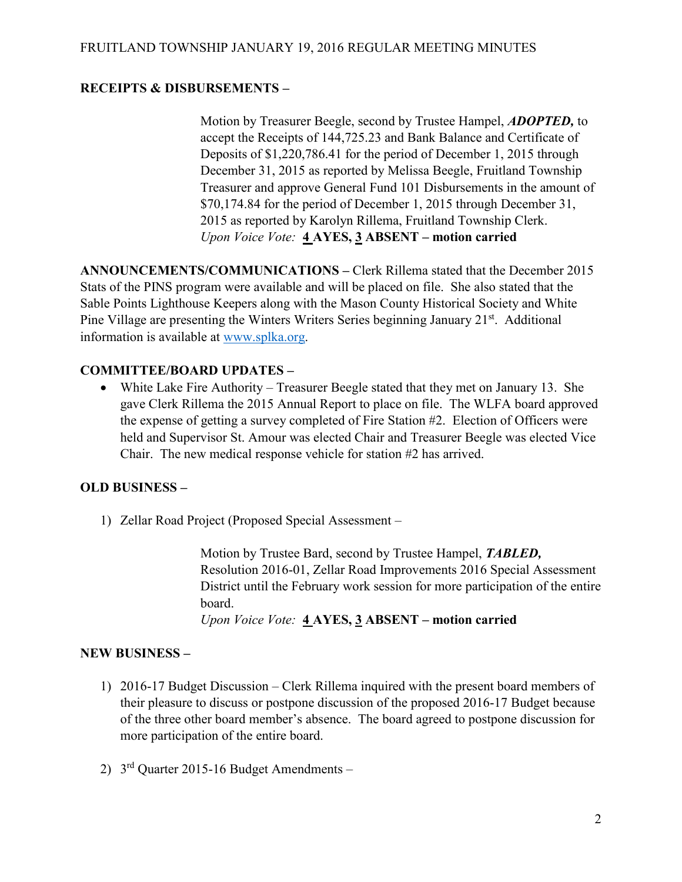**RECEIPTS & DISBURSEMENTS –**

Motion by Treasurer Beegle, second by Trustee Hampel, ***ADOPTED,*** to accept the Receipts of 144,725.23 and Bank Balance and Certificate of Deposits of $1,220,786.41 for the period of December 1, 2015 through December 31, 2015 as reported by Melissa Beegle, Fruitland Township Treasurer and approve General Fund 101 Disbursements in the amount of $70,174.84 for the period of December 1, 2015 through December 31, 2015 as reported by Karolyn Rillema, Fruitland Township Clerk.
*Upon Voice Vote:* **4 AYES, 3 ABSENT – motion carried**

**ANNOUNCEMENTS/COMMUNICATIONS –** Clerk Rillema stated that the December 2015 Stats of the PINS program were available and will be placed on file. She also stated that the Sable Points Lighthouse Keepers along with the Mason County Historical Society and White Pine Village are presenting the Winters Writers Series beginning January 21st. Additional information is available at www.splka.org.

**COMMITTEE/BOARD UPDATES –**

- White Lake Fire Authority – Treasurer Beegle stated that they met on January 13. She gave Clerk Rillema the 2015 Annual Report to place on file. The WLFA board approved the expense of getting a survey completed of Fire Station #2. Election of Officers were held and Supervisor St. Amour was elected Chair and Treasurer Beegle was elected Vice Chair. The new medical response vehicle for station #2 has arrived.

**OLD BUSINESS –**

1) Zellar Road Project (Proposed Special Assessment –

Motion by Trustee Bard, second by Trustee Hampel, ***TABLED,*** Resolution 2016-01, Zellar Road Improvements 2016 Special Assessment District until the February work session for more participation of the entire board.
*Upon Voice Vote:* **4 AYES, 3 ABSENT – motion carried**

**NEW BUSINESS –**

1) 2016-17 Budget Discussion – Clerk Rillema inquired with the present board members of their pleasure to discuss or postpone discussion of the proposed 2016-17 Budget because of the three other board member's absence. The board agreed to postpone discussion for more participation of the entire board.

2) 3rd Quarter 2015-16 Budget Amendments –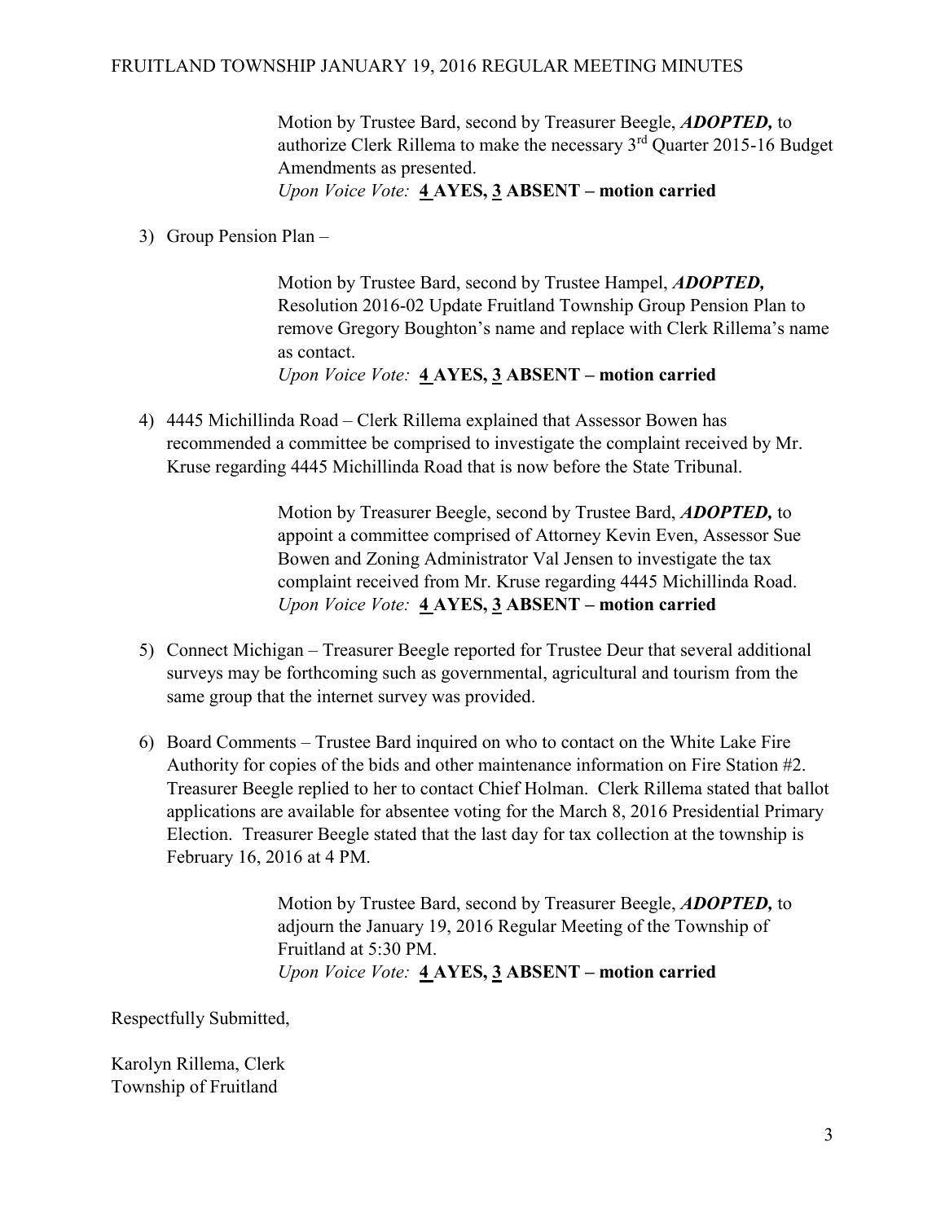Motion by Trustee Bard, second by Treasurer Beegle, ***ADOPTED,*** to authorize Clerk Rillema to make the necessary 3rd Quarter 2015-16 Budget Amendments as presented.
*Upon Voice Vote:* **4 AYES, 3 ABSENT – motion carried**

3) Group Pension Plan –

Motion by Trustee Bard, second by Trustee Hampel, ***ADOPTED,*** Resolution 2016-02 Update Fruitland Township Group Pension Plan to remove Gregory Boughton's name and replace with Clerk Rillema's name as contact.
*Upon Voice Vote:* **4 AYES, 3 ABSENT – motion carried**

4) 4445 Michillinda Road – Clerk Rillema explained that Assessor Bowen has recommended a committee be comprised to investigate the complaint received by Mr. Kruse regarding 4445 Michillinda Road that is now before the State Tribunal.

Motion by Treasurer Beegle, second by Trustee Bard, ***ADOPTED,*** to appoint a committee comprised of Attorney Kevin Even, Assessor Sue Bowen and Zoning Administrator Val Jensen to investigate the tax complaint received from Mr. Kruse regarding 4445 Michillinda Road.
*Upon Voice Vote:* **4 AYES, 3 ABSENT – motion carried**

5) Connect Michigan – Treasurer Beegle reported for Trustee Deur that several additional surveys may be forthcoming such as governmental, agricultural and tourism from the same group that the internet survey was provided.

6) Board Comments – Trustee Bard inquired on who to contact on the White Lake Fire Authority for copies of the bids and other maintenance information on Fire Station #2. Treasurer Beegle replied to her to contact Chief Holman. Clerk Rillema stated that ballot applications are available for absentee voting for the March 8, 2016 Presidential Primary Election. Treasurer Beegle stated that the last day for tax collection at the township is February 16, 2016 at 4 PM.

Motion by Trustee Bard, second by Treasurer Beegle, ***ADOPTED,*** to adjourn the January 19, 2016 Regular Meeting of the Township of Fruitland at 5:30 PM.
*Upon Voice Vote:* **4 AYES, 3 ABSENT – motion carried**

Respectfully Submitted,

Karolyn Rillema, Clerk
Township of Fruitland